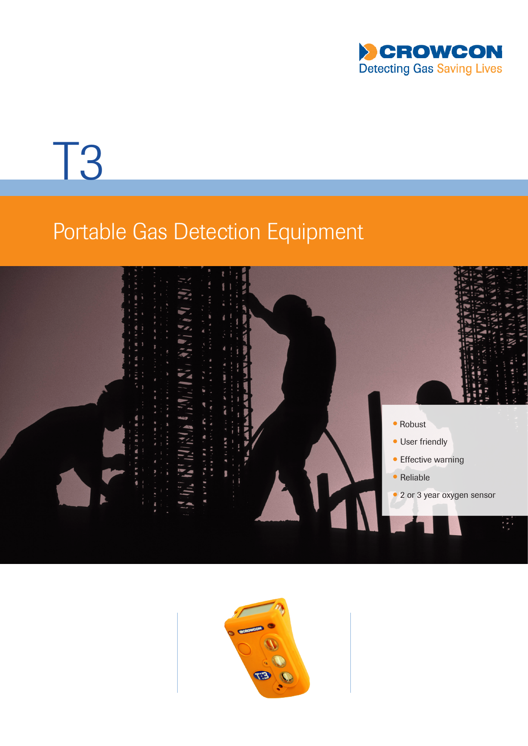CROWCON

Detecting Gas Saving Lives

# T3

## Portable Gas Detection Equipment

- Robust
- User friendly
- Effective warning
- Reliable
- 2 or 3 year oxygen sensor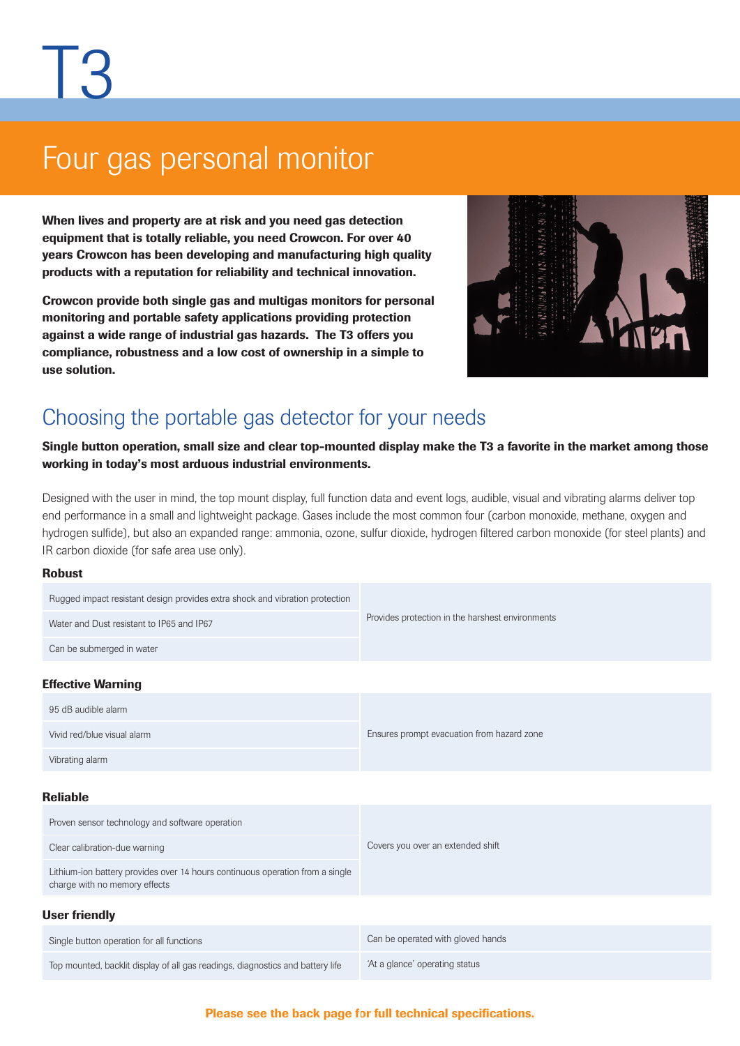# T3

## Four gas personal monitor

**When lives and property are at risk and you need gas detection equipment that is totally reliable, you need Crowcon. For over 40 years Crowcon has been developing and manufacturing high quality products with a reputation for reliability and technical innovation.**

**Crowcon provide both single gas and multigas monitors for personal monitoring and portable safety applications providing protection against a wide range of industrial gas hazards. The T3 offers you compliance, robustness and a low cost of ownership in a simple to use solution.**

## Choosing the portable gas detector for your needs

**Single button operation, small size and clear top-mounted display make the T3 a favorite in the market among those working in today's most arduous industrial environments.**

Designed with the user in mind, the top mount display, full function data and event logs, audible, visual and vibrating alarms deliver top end performance in a small and lightweight package. Gases include the most common four (carbon monoxide, methane, oxygen and hydrogen sulfide), but also an expanded range: ammonia, ozone, sulfur dioxide, hydrogen filtered carbon monoxide (for steel plants) and IR carbon dioxide (for safe area use only).

### Robust

| | |
|---|---|
| Rugged impact resistant design provides extra shock and vibration protection | Provides protection in the harshest environments |
| Water and Dust resistant to IP65 and IP67 | |
| Can be submerged in water | |

### Effective Warning

| | |
|---|---|
| 95 dB audible alarm | Ensures prompt evacuation from hazard zone |
| Vivid red/blue visual alarm | |
| Vibrating alarm | |

### Reliable

| | |
|---|---|
| Proven sensor technology and software operation | Covers you over an extended shift |
| Clear calibration-due warning | |
| Lithium-ion battery provides over 14 hours continuous operation from a single charge with no memory effects | |

### User friendly

| | |
|---|---|
| Single button operation for all functions | Can be operated with gloved hands |
| Top mounted, backlit display of all gas readings, diagnostics and battery life | 'At a glance' operating status |

**Please see the back page for full technical specifications.**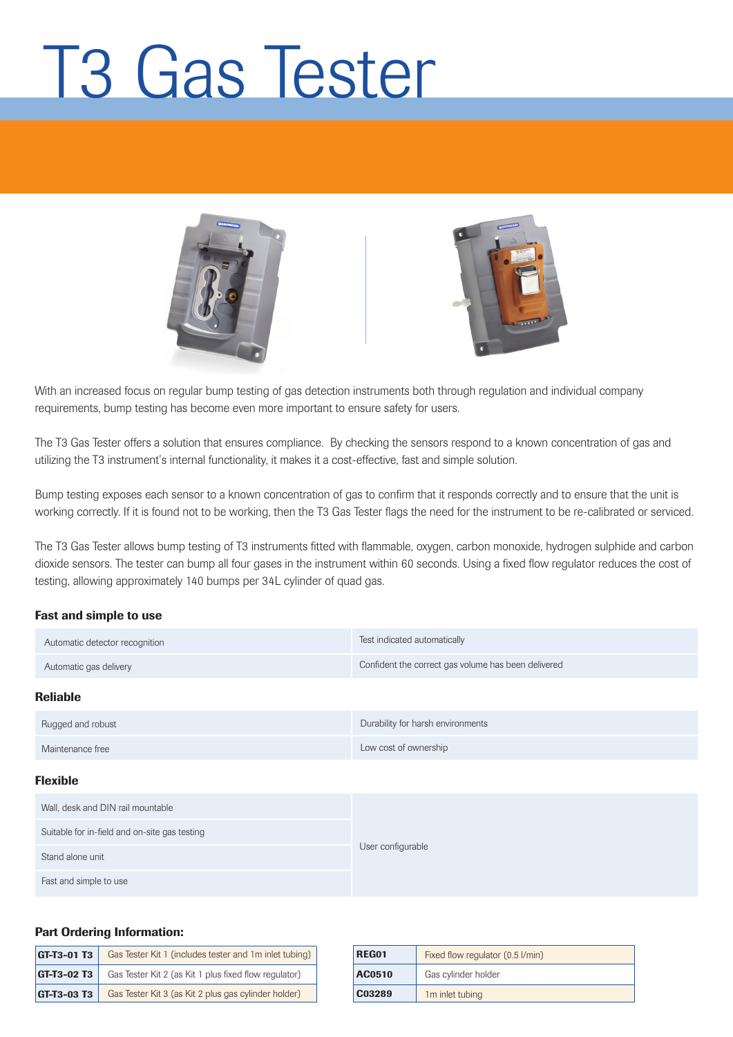# T3 Gas Tester

With an increased focus on regular bump testing of gas detection instruments both through regulation and individual company requirements, bump testing has become even more important to ensure safety for users.

The T3 Gas Tester offers a solution that ensures compliance. By checking the sensors respond to a known concentration of gas and utilizing the T3 instrument's internal functionality, it makes it a cost-effective, fast and simple solution.

Bump testing exposes each sensor to a known concentration of gas to confirm that it responds correctly and to ensure that the unit is working correctly. If it is found not to be working, then the T3 Gas Tester flags the need for the instrument to be re-calibrated or serviced.

The T3 Gas Tester allows bump testing of T3 instruments fitted with flammable, oxygen, carbon monoxide, hydrogen sulphide and carbon dioxide sensors. The tester can bump all four gases in the instrument within 60 seconds. Using a fixed flow regulator reduces the cost of testing, allowing approximately 140 bumps per 34L cylinder of quad gas.

### Fast and simple to use

| | |
|---|---|
| Automatic detector recognition | Test indicated automatically |
| Automatic gas delivery | Confident the correct gas volume has been delivered |

### Reliable

| | |
|---|---|
| Rugged and robust | Durability for harsh environments |
| Maintenance free | Low cost of ownership |

### Flexible

| | |
|---|---|
| Wall, desk and DIN rail mountable | User configurable |
| Suitable for in-field and on-site gas testing | |
| Stand alone unit | |
| Fast and simple to use | |

### Part Ordering Information:

| | |
|---|---|
| **GT-T3-01 T3** | Gas Tester Kit 1 (includes tester and 1m inlet tubing) |
| **GT-T3-02 T3** | Gas Tester Kit 2 (as Kit 1 plus fixed flow regulator) |
| **GT-T3-03 T3** | Gas Tester Kit 3 (as Kit 2 plus gas cylinder holder) |

| | |
|---|---|
| **REG01** | Fixed flow regulator (0.5 l/min) |
| **AC0510** | Gas cylinder holder |
| **C03289** | 1m inlet tubing |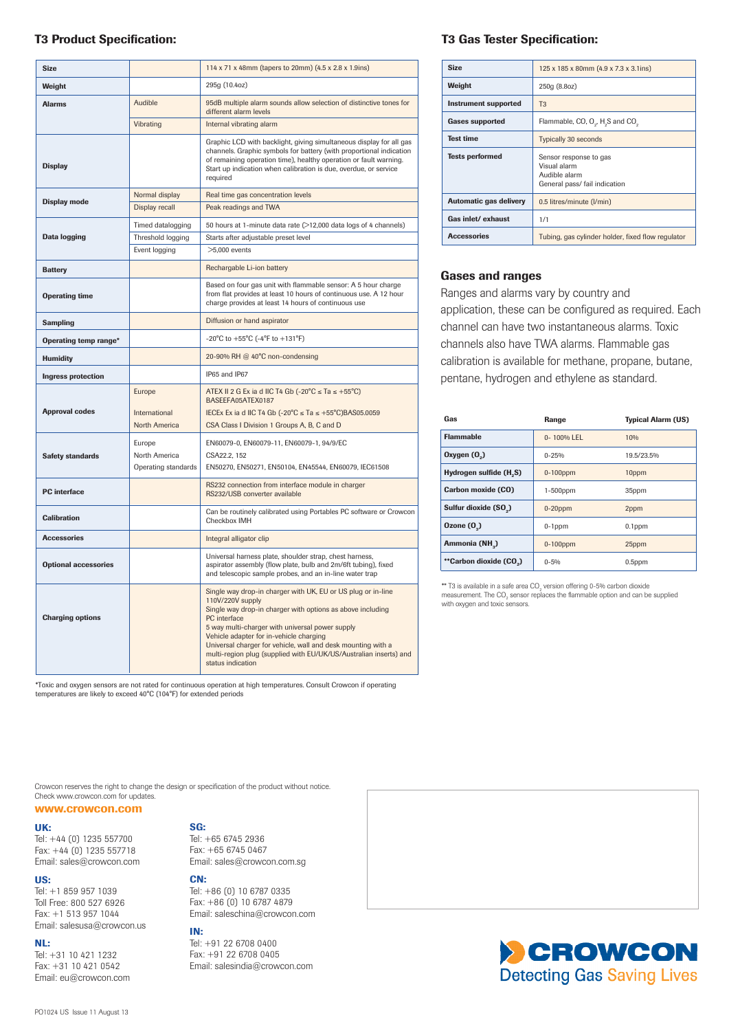## T3 Product Specification:

| | | |
|---|---|---|
| **Size** | | 114 x 71 x 48mm (tapers to 20mm) (4.5 x 2.8 x 1.9ins) |
| **Weight** | | 295g (10.4oz) |
| **Alarms** | Audible | 95dB multiple alarm sounds allow selection of distinctive tones for different alarm levels |
| | Vibrating | Internal vibrating alarm |
| **Display** | | Graphic LCD with backlight, giving simultaneous display for all gas channels. Graphic symbols for battery (with proportional indication of remaining operation time), healthy operation or fault warning. Start up indication when calibration is due, overdue, or service required |
| **Display mode** | Normal display | Real time gas concentration levels |
| | Display recall | Peak readings and TWA |
| **Data logging** | Timed datalogging | 50 hours at 1-minute data rate (>12,000 data logs of 4 channels) |
| | Threshold logging | Starts after adjustable preset level |
| | Event logging | >5,000 events |
| **Battery** | | Rechargable Li-ion battery |
| **Operating time** | | Based on four gas unit with flammable sensor: A 5 hour charge from flat provides at least 10 hours of continuous use. A 12 hour charge provides at least 14 hours of continuous use |
| **Sampling** | | Diffusion or hand aspirator |
| **Operating temp range*** | | -20°C to +55°C (-4°F to +131°F) |
| **Humidity** | | 20-90% RH @ 40°C non-condensing |
| **Ingress protection** | | IP65 and IP67 |
| **Approval codes** | Europe | ATEX II 2 G Ex ia d IIC T4 Gb (-20°C ≤ Ta ≤ +55°C) BASEEFA05ATEX0187 |
| | International | IECEx Ex ia d IIC T4 Gb (-20°C ≤ Ta ≤ +55°C)BAS05.0059 |
| | North America | CSA Class I Division 1 Groups A, B, C and D |
| **Safety standards** | Europe | EN60079-0, EN60079-11, EN60079-1, 94/9/EC |
| | North America | CSA22.2, 152 |
| | Operating standards | EN50270, EN50271, EN50104, EN45544, EN60079, IEC61508 |
| **PC interface** | | RS232 connection from interface module in charger<br>RS232/USB converter available |
| **Calibration** | | Can be routinely calibrated using Portables PC software or Crowcon Checkbox IMH |
| **Accessories** | | Integral alligator clip |
| **Optional accessories** | | Universal harness plate, shoulder strap, chest harness, aspirator assembly (flow plate, bulb and 2m/6ft tubing), fixed and telescopic sample probes, and an in-line water trap |
| **Charging options** | | Single way drop-in charger with UK, EU or US plug or in-line 110V/220V supply<br>Single way drop-in charger with options as above including PC interface<br>5 way multi-charger with universal power supply<br>Vehicle adapter for in-vehicle charging<br>Universal charger for vehicle, wall and desk mounting with a multi-region plug (supplied with EU/UK/US/Australian inserts) and status indication |

*Toxic and oxygen sensors are not rated for continuous operation at high temperatures. Consult Crowcon if operating temperatures are likely to exceed 40°C (104°F) for extended periods

## T3 Gas Tester Specification:

| | |
|---|---|
| **Size** | 125 x 185 x 80mm (4.9 x 7.3 x 3.1ins) |
| **Weight** | 250g (8.8oz) |
| **Instrument supported** | T3 |
| **Gases supported** | Flammable, CO, $O_2$, $H_2S$ and $CO_2$ |
| **Test time** | Typically 30 seconds |
| **Tests performed** | Sensor response to gas<br>Visual alarm<br>Audible alarm<br>General pass/ fail indication |
| **Automatic gas delivery** | 0.5 litres/minute (l/min) |
| **Gas inlet/ exhaust** | 1/1 |
| **Accessories** | Tubing, gas cylinder holder, fixed flow regulator |

## Gases and ranges

Ranges and alarms vary by country and application, these can be configured as required. Each channel can have two instantaneous alarms. Toxic channels also have TWA alarms. Flammable gas calibration is available for methane, propane, butane, pentane, hydrogen and ethylene as standard.

| Gas | Range | Typical Alarm (US) |
|---|---|---|
| **Flammable** | 0- 100% LEL | 10% |
| **Oxygen ($O_2$)** | 0-25% | 19.5/23.5% |
| **Hydrogen sulfide ($H_2S$)** | 0-100ppm | 10ppm |
| **Carbon moxide (CO)** | 1-500ppm | 35ppm |
| **Sulfur dioxide ($SO_2$)** | 0-20ppm | 2ppm |
| **Ozone ($O_3$)** | 0-1ppm | 0.1ppm |
| **Ammonia ($NH_3$)** | 0-100ppm | 25ppm |
| **Carbon dioxide ($CO_2$)** | 0-5% | 0.5ppm |

** T3 is available in a safe area $CO_2$ version offering 0-5% carbon dioxide measurement. The $CO_2$ sensor replaces the flammable option and can be supplied with oxygen and toxic sensors.

Crowcon reserves the right to change the design or specification of the product without notice. Check www.crowcon.com for updates.

**www.crowcon.com**

**UK:**
Tel: +44 (0) 1235 557700
Fax: +44 (0) 1235 557718
Email: sales@crowcon.com

**US:**
Tel: +1 859 957 1039
Toll Free: 800 527 6926
Fax: +1 513 957 1044
Email: salesusa@crowcon.us

**NL:**
Tel: +31 10 421 1232
Fax: +31 10 421 0542
Email: eu@crowcon.com

**SG:**
Tel: +65 6745 2936
Fax: +65 6745 0467
Email: sales@crowcon.com.sg

**CN:**
Tel: +86 (0) 10 6787 0335
Fax: +86 (0) 10 6787 4879
Email: saleschina@crowcon.com

**IN:**
Tel: +91 22 6708 0400
Fax: +91 22 6708 0405
Email: salesindia@crowcon.com

CROWCON
Detecting Gas Saving Lives

PO1024 US Issue 11 August 13